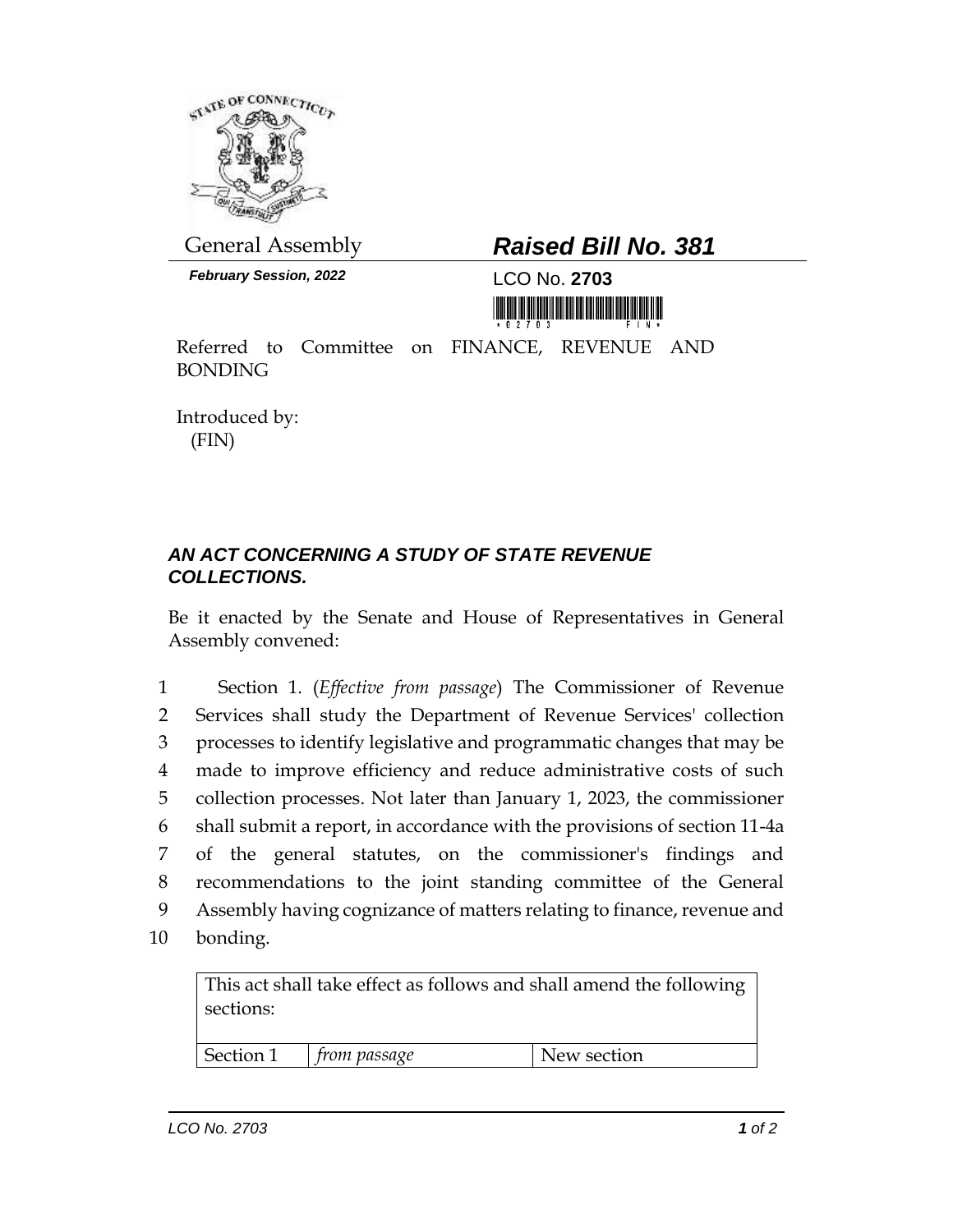General Assembly

***February Session, 2022***

## *Raised Bill No. 381*

LCO No. **2703**

Referred to Committee on FINANCE, REVENUE AND BONDING

Introduced by:
(FIN)

### *AN ACT CONCERNING A STUDY OF STATE REVENUE COLLECTIONS.*

Be it enacted by the Senate and House of Representatives in General Assembly convened:

1 Section 1. (*Effective from passage*) The Commissioner of Revenue
2 Services shall study the Department of Revenue Services' collection
3 processes to identify legislative and programmatic changes that may be
4 made to improve efficiency and reduce administrative costs of such
5 collection processes. Not later than January 1, 2023, the commissioner
6 shall submit a report, in accordance with the provisions of section 11-4a
7 of the general statutes, on the commissioner's findings and
8 recommendations to the joint standing committee of the General
9 Assembly having cognizance of matters relating to finance, revenue and
10 bonding.

| This act shall take effect as follows and shall amend the following sections: | | |
|---|---|---|
| Section 1 | *from passage* | New section |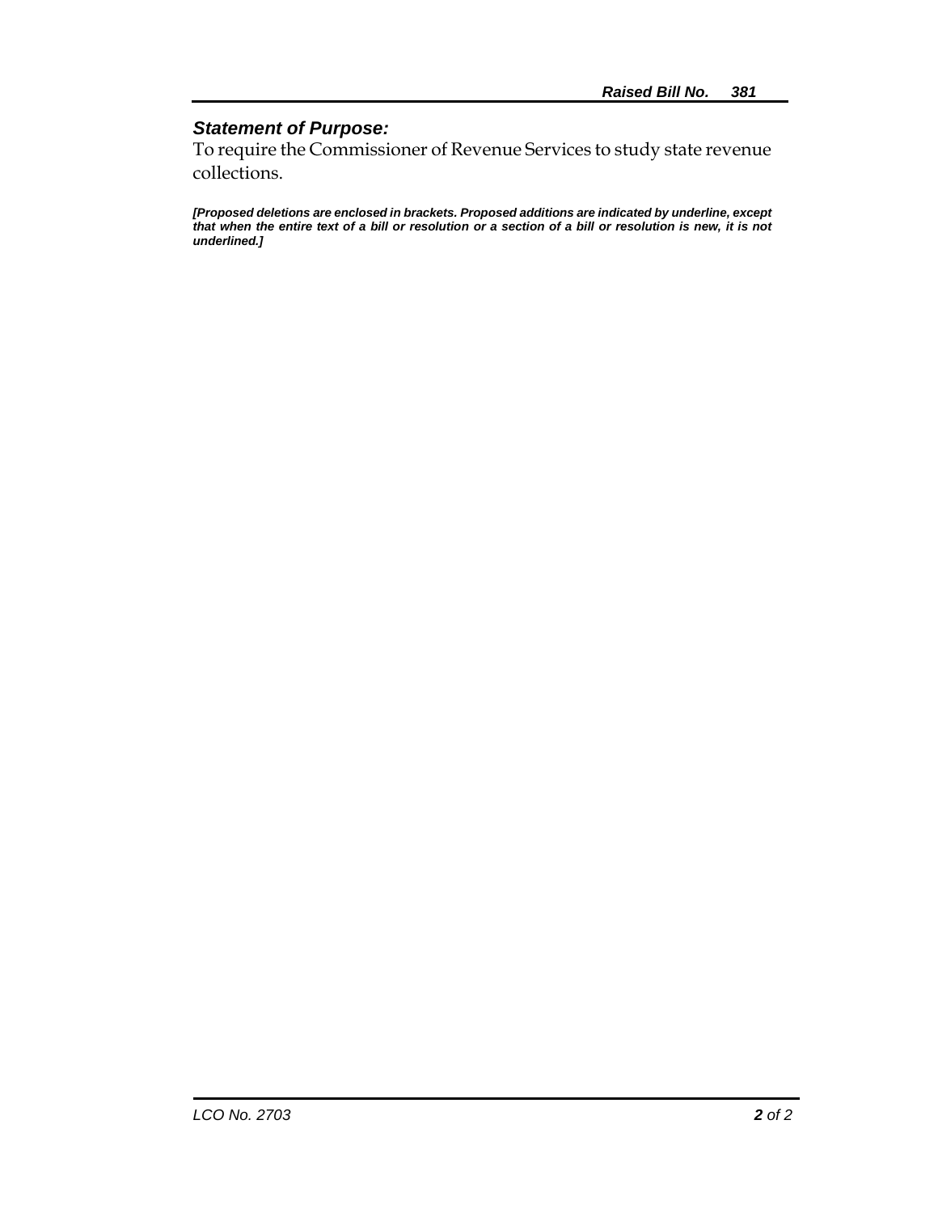### *Statement of Purpose:*

To require the Commissioner of Revenue Services to study state revenue collections.

***[Proposed deletions are enclosed in brackets. Proposed additions are indicated by underline, except that when the entire text of a bill or resolution or a section of a bill or resolution is new, it is not underlined.]***